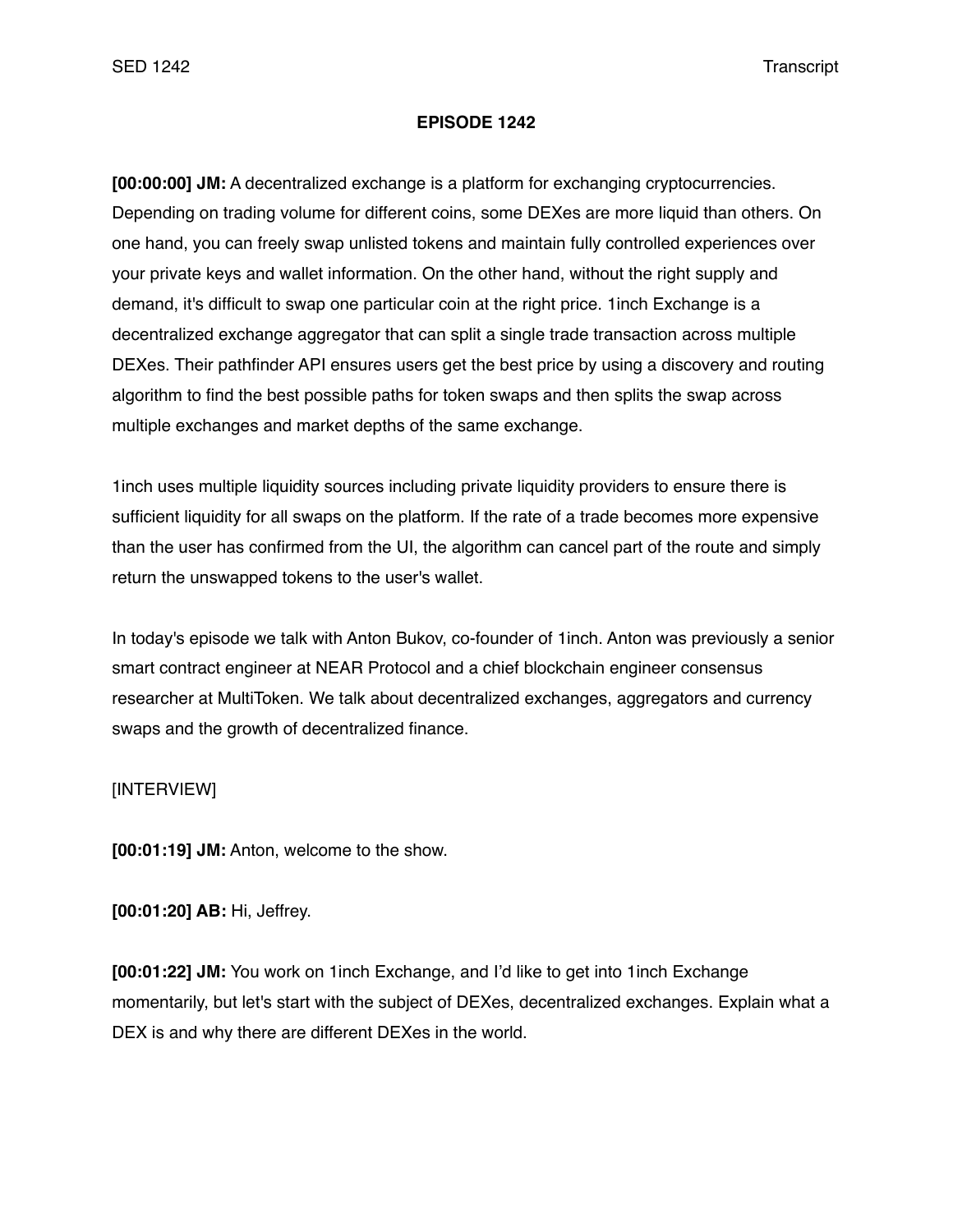# EPISODE 1242

**[00:00:00] JM:** A decentralized exchange is a platform for exchanging cryptocurrencies. Depending on trading volume for different coins, some DEXes are more liquid than others. On one hand, you can freely swap unlisted tokens and maintain fully controlled experiences over your private keys and wallet information. On the other hand, without the right supply and demand, it's difficult to swap one particular coin at the right price. 1inch Exchange is a decentralized exchange aggregator that can split a single trade transaction across multiple DEXes. Their pathfinder API ensures users get the best price by using a discovery and routing algorithm to find the best possible paths for token swaps and then splits the swap across multiple exchanges and market depths of the same exchange.

1inch uses multiple liquidity sources including private liquidity providers to ensure there is sufficient liquidity for all swaps on the platform. If the rate of a trade becomes more expensive than the user has confirmed from the UI, the algorithm can cancel part of the route and simply return the unswapped tokens to the user's wallet.

In today's episode we talk with Anton Bukov, co-founder of 1inch. Anton was previously a senior smart contract engineer at NEAR Protocol and a chief blockchain engineer consensus researcher at MultiToken. We talk about decentralized exchanges, aggregators and currency swaps and the growth of decentralized finance.

[INTERVIEW]

**[00:01:19] JM:** Anton, welcome to the show.

**[00:01:20] AB:** Hi, Jeffrey.

**[00:01:22] JM:** You work on 1inch Exchange, and I'd like to get into 1inch Exchange momentarily, but let's start with the subject of DEXes, decentralized exchanges. Explain what a DEX is and why there are different DEXes in the world.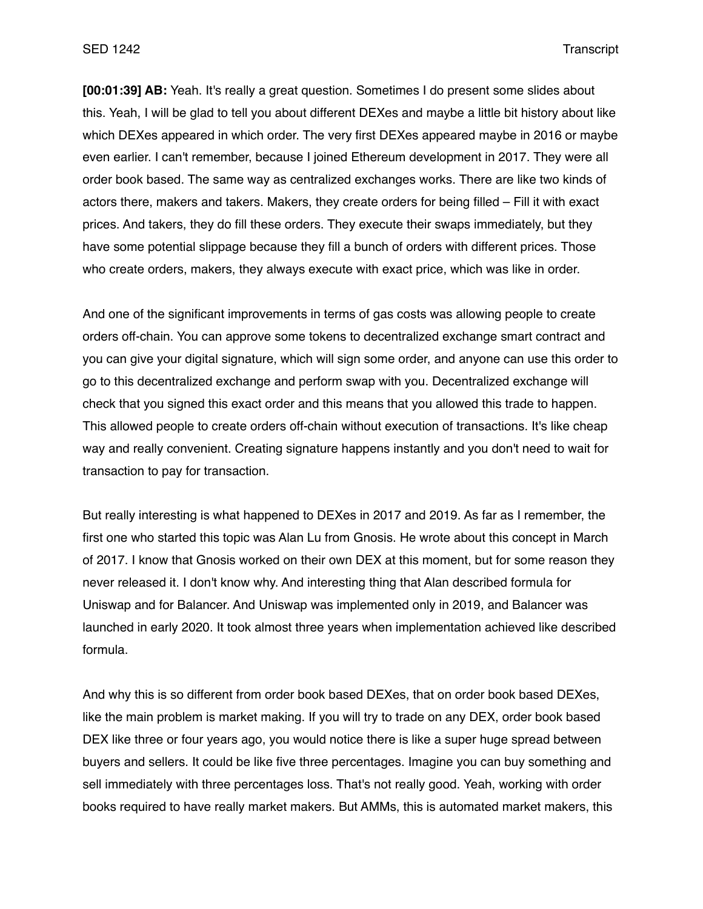**[00:01:39] AB:** Yeah. It's really a great question. Sometimes I do present some slides about this. Yeah, I will be glad to tell you about different DEXes and maybe a little bit history about like which DEXes appeared in which order. The very first DEXes appeared maybe in 2016 or maybe even earlier. I can't remember, because I joined Ethereum development in 2017. They were all order book based. The same way as centralized exchanges works. There are like two kinds of actors there, makers and takers. Makers, they create orders for being filled – Fill it with exact prices. And takers, they do fill these orders. They execute their swaps immediately, but they have some potential slippage because they fill a bunch of orders with different prices. Those who create orders, makers, they always execute with exact price, which was like in order.

And one of the significant improvements in terms of gas costs was allowing people to create orders off-chain. You can approve some tokens to decentralized exchange smart contract and you can give your digital signature, which will sign some order, and anyone can use this order to go to this decentralized exchange and perform swap with you. Decentralized exchange will check that you signed this exact order and this means that you allowed this trade to happen. This allowed people to create orders off-chain without execution of transactions. It's like cheap way and really convenient. Creating signature happens instantly and you don't need to wait for transaction to pay for transaction.

But really interesting is what happened to DEXes in 2017 and 2019. As far as I remember, the first one who started this topic was Alan Lu from Gnosis. He wrote about this concept in March of 2017. I know that Gnosis worked on their own DEX at this moment, but for some reason they never released it. I don't know why. And interesting thing that Alan described formula for Uniswap and for Balancer. And Uniswap was implemented only in 2019, and Balancer was launched in early 2020. It took almost three years when implementation achieved like described formula.

And why this is so different from order book based DEXes, that on order book based DEXes, like the main problem is market making. If you will try to trade on any DEX, order book based DEX like three or four years ago, you would notice there is like a super huge spread between buyers and sellers. It could be like five three percentages. Imagine you can buy something and sell immediately with three percentages loss. That's not really good. Yeah, working with order books required to have really market makers. But AMMs, this is automated market makers, this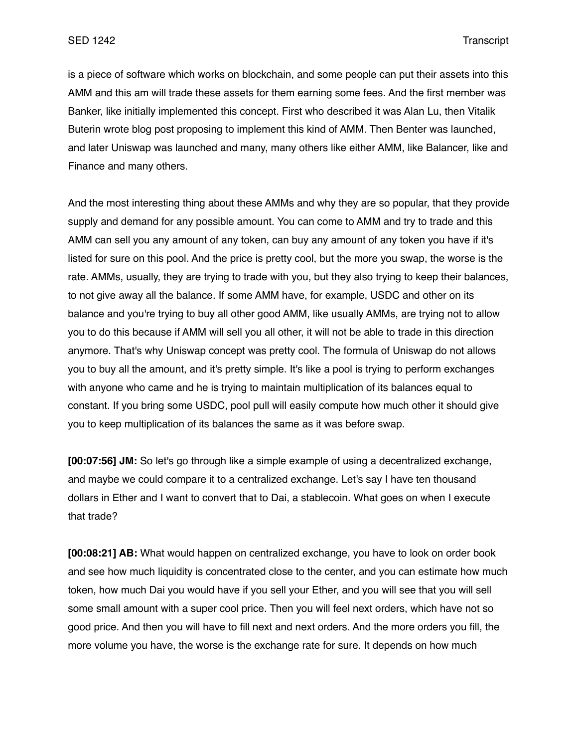is a piece of software which works on blockchain, and some people can put their assets into this AMM and this am will trade these assets for them earning some fees. And the first member was Banker, like initially implemented this concept. First who described it was Alan Lu, then Vitalik Buterin wrote blog post proposing to implement this kind of AMM. Then Benter was launched, and later Uniswap was launched and many, many others like either AMM, like Balancer, like and Finance and many others.

And the most interesting thing about these AMMs and why they are so popular, that they provide supply and demand for any possible amount. You can come to AMM and try to trade and this AMM can sell you any amount of any token, can buy any amount of any token you have if it's listed for sure on this pool. And the price is pretty cool, but the more you swap, the worse is the rate. AMMs, usually, they are trying to trade with you, but they also trying to keep their balances, to not give away all the balance. If some AMM have, for example, USDC and other on its balance and you're trying to buy all other good AMM, like usually AMMs, are trying not to allow you to do this because if AMM will sell you all other, it will not be able to trade in this direction anymore. That's why Uniswap concept was pretty cool. The formula of Uniswap do not allows you to buy all the amount, and it's pretty simple. It's like a pool is trying to perform exchanges with anyone who came and he is trying to maintain multiplication of its balances equal to constant. If you bring some USDC, pool pull will easily compute how much other it should give you to keep multiplication of its balances the same as it was before swap.

**[00:07:56] JM:** So let's go through like a simple example of using a decentralized exchange, and maybe we could compare it to a centralized exchange. Let's say I have ten thousand dollars in Ether and I want to convert that to Dai, a stablecoin. What goes on when I execute that trade?

**[00:08:21] AB:** What would happen on centralized exchange, you have to look on order book and see how much liquidity is concentrated close to the center, and you can estimate how much token, how much Dai you would have if you sell your Ether, and you will see that you will sell some small amount with a super cool price. Then you will feel next orders, which have not so good price. And then you will have to fill next and next orders. And the more orders you fill, the more volume you have, the worse is the exchange rate for sure. It depends on how much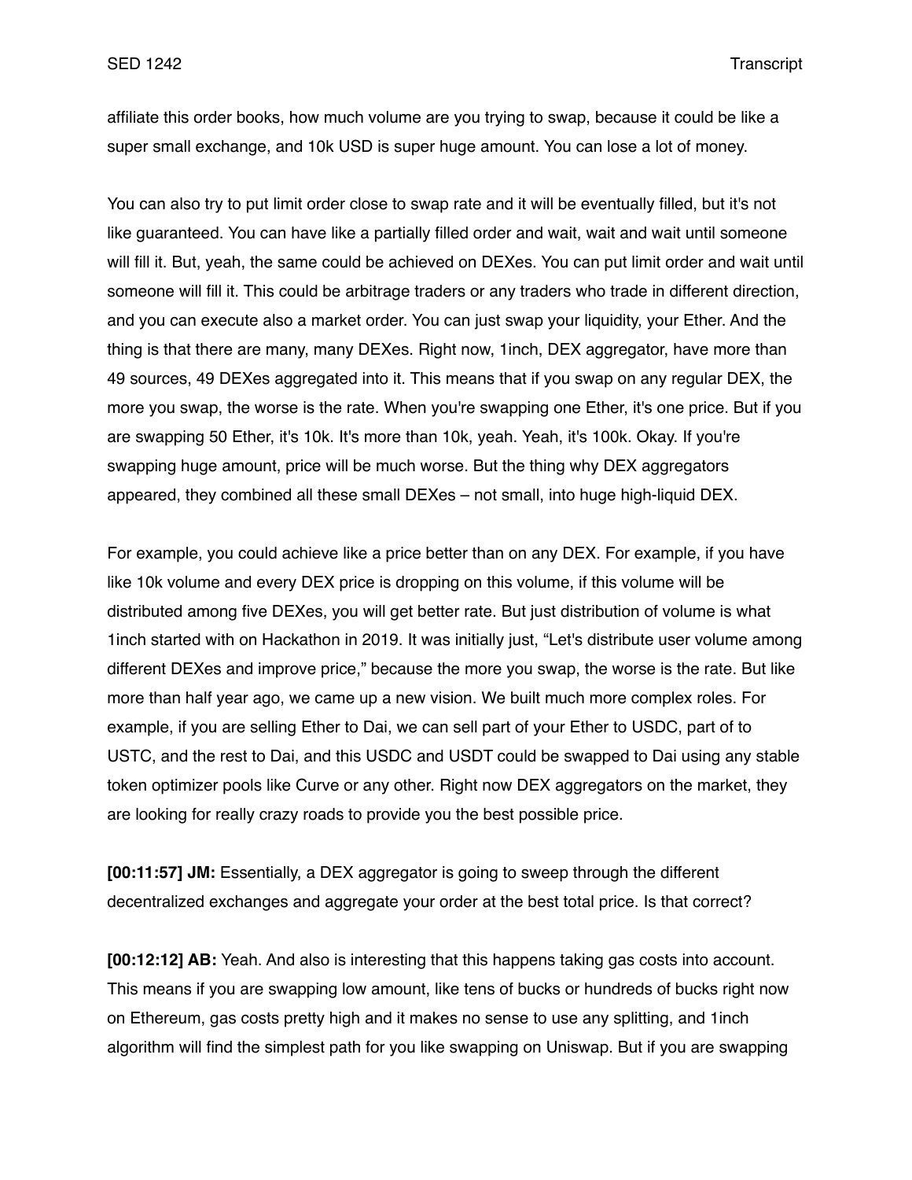affiliate this order books, how much volume are you trying to swap, because it could be like a super small exchange, and 10k USD is super huge amount. You can lose a lot of money.

You can also try to put limit order close to swap rate and it will be eventually filled, but it's not like guaranteed. You can have like a partially filled order and wait, wait and wait until someone will fill it. But, yeah, the same could be achieved on DEXes. You can put limit order and wait until someone will fill it. This could be arbitrage traders or any traders who trade in different direction, and you can execute also a market order. You can just swap your liquidity, your Ether. And the thing is that there are many, many DEXes. Right now, 1inch, DEX aggregator, have more than 49 sources, 49 DEXes aggregated into it. This means that if you swap on any regular DEX, the more you swap, the worse is the rate. When you're swapping one Ether, it's one price. But if you are swapping 50 Ether, it's 10k. It's more than 10k, yeah. Yeah, it's 100k. Okay. If you're swapping huge amount, price will be much worse. But the thing why DEX aggregators appeared, they combined all these small DEXes – not small, into huge high-liquid DEX.

For example, you could achieve like a price better than on any DEX. For example, if you have like 10k volume and every DEX price is dropping on this volume, if this volume will be distributed among five DEXes, you will get better rate. But just distribution of volume is what 1inch started with on Hackathon in 2019. It was initially just, "Let's distribute user volume among different DEXes and improve price," because the more you swap, the worse is the rate. But like more than half year ago, we came up a new vision. We built much more complex roles. For example, if you are selling Ether to Dai, we can sell part of your Ether to USDC, part of to USTC, and the rest to Dai, and this USDC and USDT could be swapped to Dai using any stable token optimizer pools like Curve or any other. Right now DEX aggregators on the market, they are looking for really crazy roads to provide you the best possible price.

**[00:11:57] JM:** Essentially, a DEX aggregator is going to sweep through the different decentralized exchanges and aggregate your order at the best total price. Is that correct?

**[00:12:12] AB:** Yeah. And also is interesting that this happens taking gas costs into account. This means if you are swapping low amount, like tens of bucks or hundreds of bucks right now on Ethereum, gas costs pretty high and it makes no sense to use any splitting, and 1inch algorithm will find the simplest path for you like swapping on Uniswap. But if you are swapping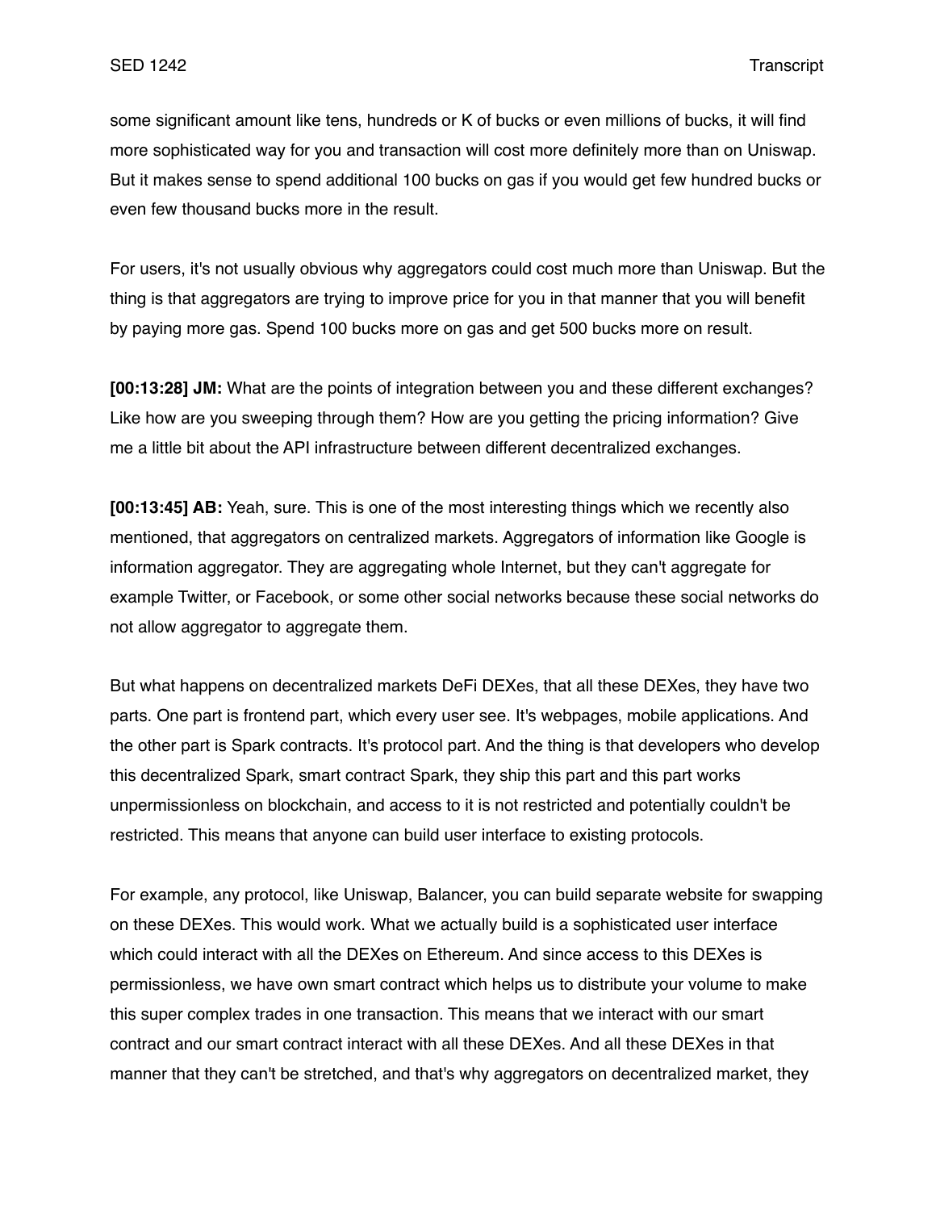some significant amount like tens, hundreds or K of bucks or even millions of bucks, it will find more sophisticated way for you and transaction will cost more definitely more than on Uniswap. But it makes sense to spend additional 100 bucks on gas if you would get few hundred bucks or even few thousand bucks more in the result.

For users, it's not usually obvious why aggregators could cost much more than Uniswap. But the thing is that aggregators are trying to improve price for you in that manner that you will benefit by paying more gas. Spend 100 bucks more on gas and get 500 bucks more on result.

**[00:13:28] JM:** What are the points of integration between you and these different exchanges? Like how are you sweeping through them? How are you getting the pricing information? Give me a little bit about the API infrastructure between different decentralized exchanges.

**[00:13:45] AB:** Yeah, sure. This is one of the most interesting things which we recently also mentioned, that aggregators on centralized markets. Aggregators of information like Google is information aggregator. They are aggregating whole Internet, but they can't aggregate for example Twitter, or Facebook, or some other social networks because these social networks do not allow aggregator to aggregate them.

But what happens on decentralized markets DeFi DEXes, that all these DEXes, they have two parts. One part is frontend part, which every user see. It's webpages, mobile applications. And the other part is Spark contracts. It's protocol part. And the thing is that developers who develop this decentralized Spark, smart contract Spark, they ship this part and this part works unpermissionless on blockchain, and access to it is not restricted and potentially couldn't be restricted. This means that anyone can build user interface to existing protocols.

For example, any protocol, like Uniswap, Balancer, you can build separate website for swapping on these DEXes. This would work. What we actually build is a sophisticated user interface which could interact with all the DEXes on Ethereum. And since access to this DEXes is permissionless, we have own smart contract which helps us to distribute your volume to make this super complex trades in one transaction. This means that we interact with our smart contract and our smart contract interact with all these DEXes. And all these DEXes in that manner that they can't be stretched, and that's why aggregators on decentralized market, they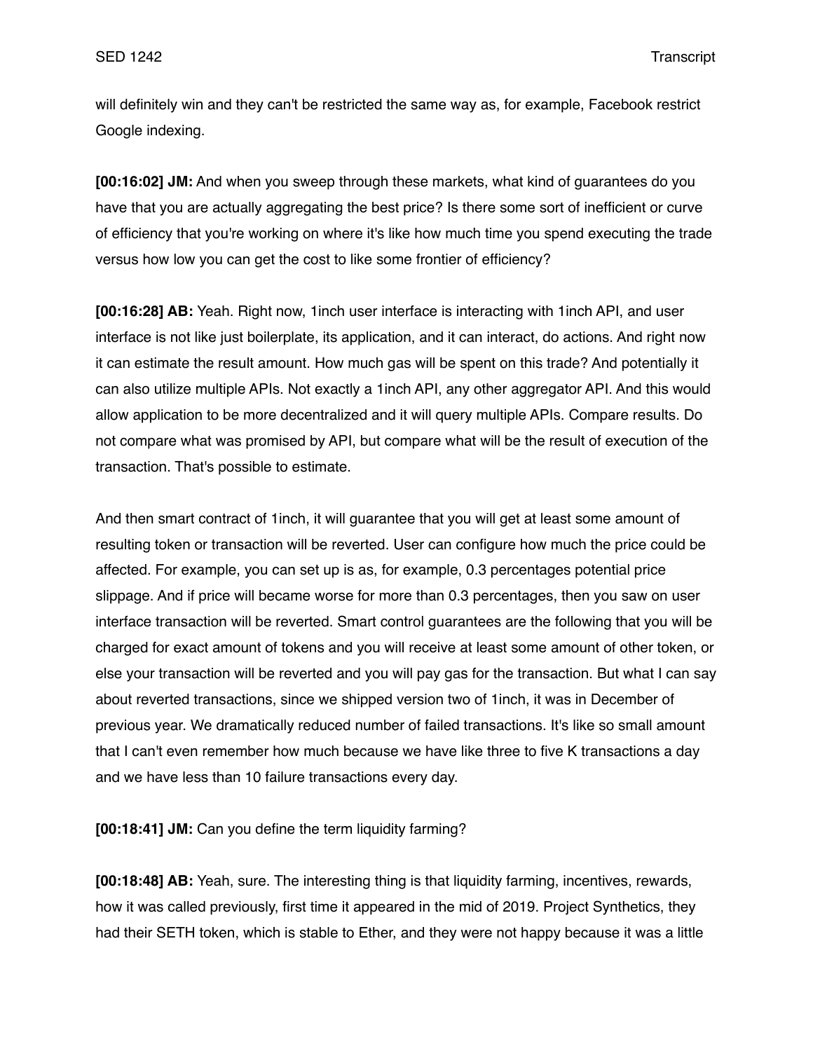will definitely win and they can't be restricted the same way as, for example, Facebook restrict Google indexing.

**[00:16:02] JM:** And when you sweep through these markets, what kind of guarantees do you have that you are actually aggregating the best price? Is there some sort of inefficient or curve of efficiency that you're working on where it's like how much time you spend executing the trade versus how low you can get the cost to like some frontier of efficiency?

**[00:16:28] AB:** Yeah. Right now, 1inch user interface is interacting with 1inch API, and user interface is not like just boilerplate, its application, and it can interact, do actions. And right now it can estimate the result amount. How much gas will be spent on this trade? And potentially it can also utilize multiple APIs. Not exactly a 1inch API, any other aggregator API. And this would allow application to be more decentralized and it will query multiple APIs. Compare results. Do not compare what was promised by API, but compare what will be the result of execution of the transaction. That's possible to estimate.

And then smart contract of 1inch, it will guarantee that you will get at least some amount of resulting token or transaction will be reverted. User can configure how much the price could be affected. For example, you can set up is as, for example, 0.3 percentages potential price slippage. And if price will became worse for more than 0.3 percentages, then you saw on user interface transaction will be reverted. Smart control guarantees are the following that you will be charged for exact amount of tokens and you will receive at least some amount of other token, or else your transaction will be reverted and you will pay gas for the transaction. But what I can say about reverted transactions, since we shipped version two of 1inch, it was in December of previous year. We dramatically reduced number of failed transactions. It's like so small amount that I can't even remember how much because we have like three to five K transactions a day and we have less than 10 failure transactions every day.

**[00:18:41] JM:** Can you define the term liquidity farming?

**[00:18:48] AB:** Yeah, sure. The interesting thing is that liquidity farming, incentives, rewards, how it was called previously, first time it appeared in the mid of 2019. Project Synthetics, they had their SETH token, which is stable to Ether, and they were not happy because it was a little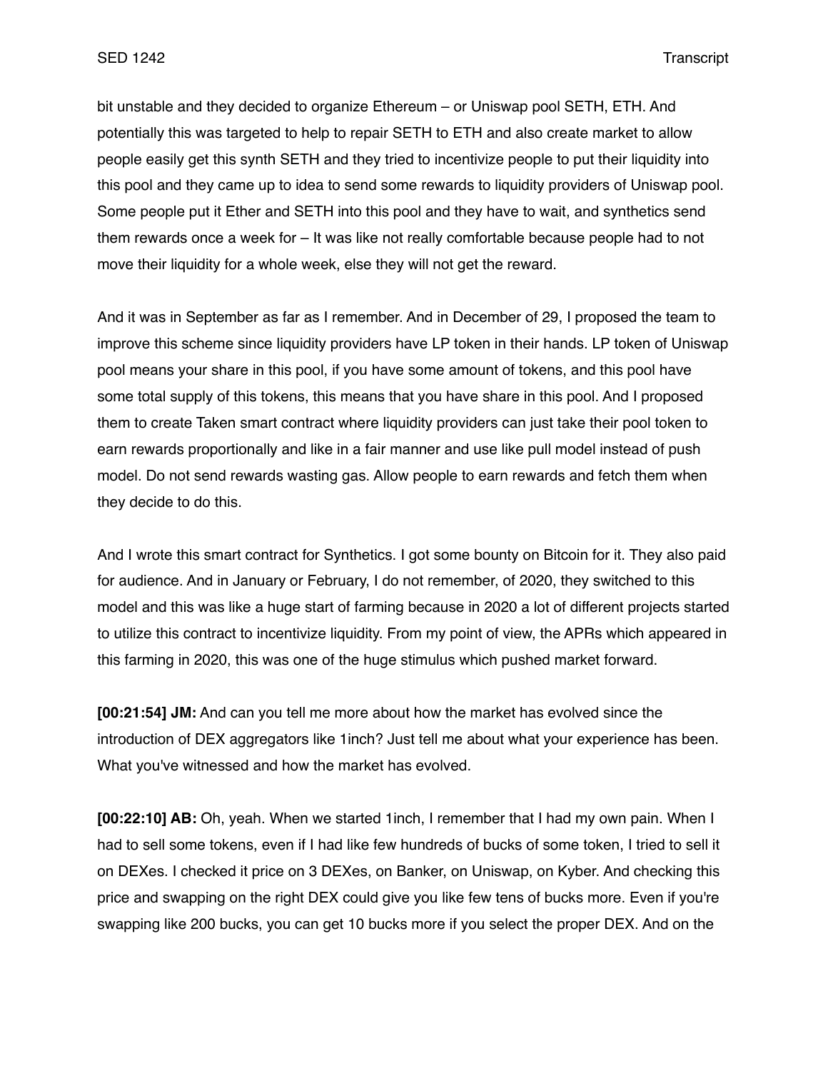bit unstable and they decided to organize Ethereum – or Uniswap pool SETH, ETH. And potentially this was targeted to help to repair SETH to ETH and also create market to allow people easily get this synth SETH and they tried to incentivize people to put their liquidity into this pool and they came up to idea to send some rewards to liquidity providers of Uniswap pool. Some people put it Ether and SETH into this pool and they have to wait, and synthetics send them rewards once a week for – It was like not really comfortable because people had to not move their liquidity for a whole week, else they will not get the reward.

And it was in September as far as I remember. And in December of 29, I proposed the team to improve this scheme since liquidity providers have LP token in their hands. LP token of Uniswap pool means your share in this pool, if you have some amount of tokens, and this pool have some total supply of this tokens, this means that you have share in this pool. And I proposed them to create Taken smart contract where liquidity providers can just take their pool token to earn rewards proportionally and like in a fair manner and use like pull model instead of push model. Do not send rewards wasting gas. Allow people to earn rewards and fetch them when they decide to do this.

And I wrote this smart contract for Synthetics. I got some bounty on Bitcoin for it. They also paid for audience. And in January or February, I do not remember, of 2020, they switched to this model and this was like a huge start of farming because in 2020 a lot of different projects started to utilize this contract to incentivize liquidity. From my point of view, the APRs which appeared in this farming in 2020, this was one of the huge stimulus which pushed market forward.

**[00:21:54] JM:** And can you tell me more about how the market has evolved since the introduction of DEX aggregators like 1inch? Just tell me about what your experience has been. What you've witnessed and how the market has evolved.

**[00:22:10] AB:** Oh, yeah. When we started 1inch, I remember that I had my own pain. When I had to sell some tokens, even if I had like few hundreds of bucks of some token, I tried to sell it on DEXes. I checked it price on 3 DEXes, on Banker, on Uniswap, on Kyber. And checking this price and swapping on the right DEX could give you like few tens of bucks more. Even if you're swapping like 200 bucks, you can get 10 bucks more if you select the proper DEX. And on the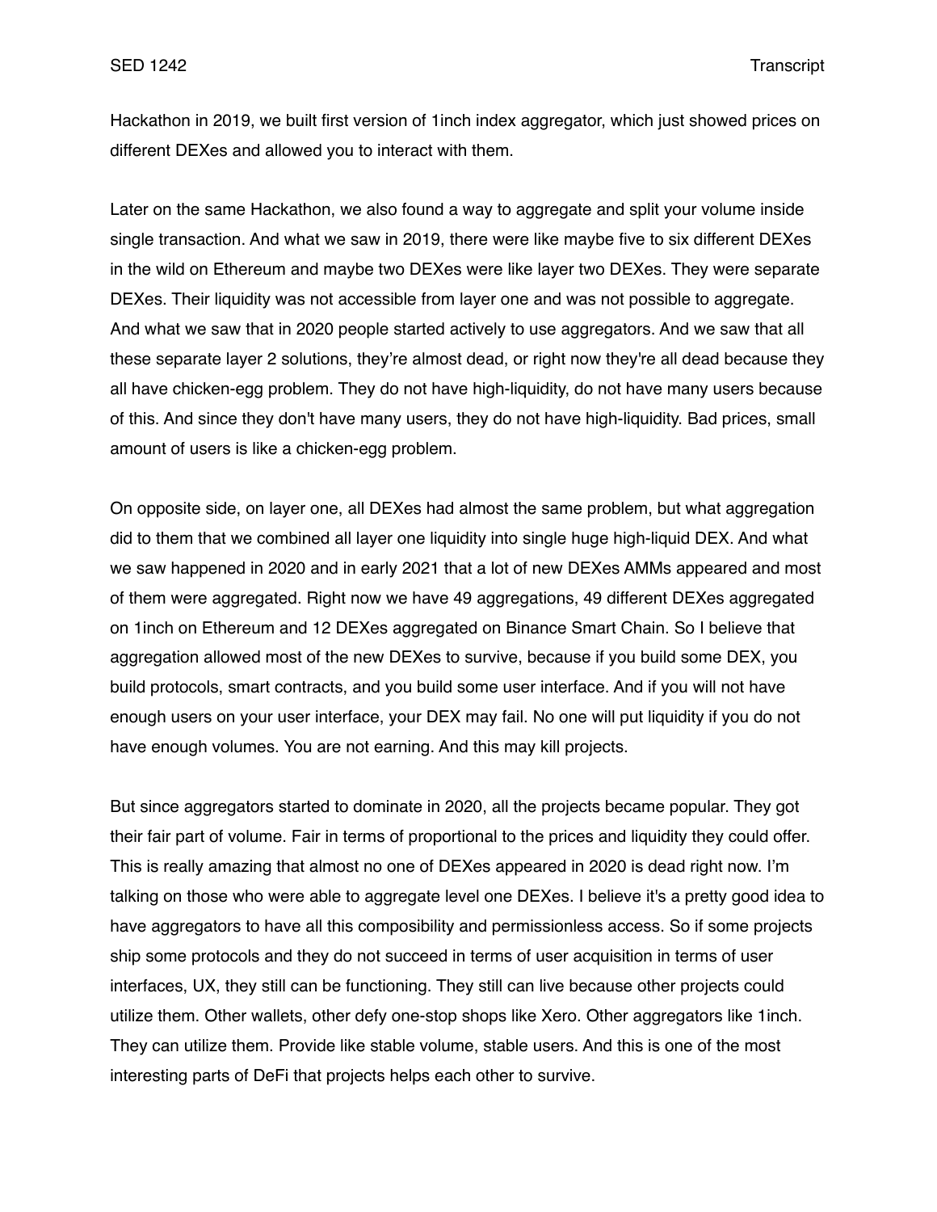Hackathon in 2019, we built first version of 1inch index aggregator, which just showed prices on different DEXes and allowed you to interact with them.

Later on the same Hackathon, we also found a way to aggregate and split your volume inside single transaction. And what we saw in 2019, there were like maybe five to six different DEXes in the wild on Ethereum and maybe two DEXes were like layer two DEXes. They were separate DEXes. Their liquidity was not accessible from layer one and was not possible to aggregate. And what we saw that in 2020 people started actively to use aggregators. And we saw that all these separate layer 2 solutions, they're almost dead, or right now they're all dead because they all have chicken-egg problem. They do not have high-liquidity, do not have many users because of this. And since they don't have many users, they do not have high-liquidity. Bad prices, small amount of users is like a chicken-egg problem.

On opposite side, on layer one, all DEXes had almost the same problem, but what aggregation did to them that we combined all layer one liquidity into single huge high-liquid DEX. And what we saw happened in 2020 and in early 2021 that a lot of new DEXes AMMs appeared and most of them were aggregated. Right now we have 49 aggregations, 49 different DEXes aggregated on 1inch on Ethereum and 12 DEXes aggregated on Binance Smart Chain. So I believe that aggregation allowed most of the new DEXes to survive, because if you build some DEX, you build protocols, smart contracts, and you build some user interface. And if you will not have enough users on your user interface, your DEX may fail. No one will put liquidity if you do not have enough volumes. You are not earning. And this may kill projects.

But since aggregators started to dominate in 2020, all the projects became popular. They got their fair part of volume. Fair in terms of proportional to the prices and liquidity they could offer. This is really amazing that almost no one of DEXes appeared in 2020 is dead right now. I'm talking on those who were able to aggregate level one DEXes. I believe it's a pretty good idea to have aggregators to have all this composibility and permissionless access. So if some projects ship some protocols and they do not succeed in terms of user acquisition in terms of user interfaces, UX, they still can be functioning. They still can live because other projects could utilize them. Other wallets, other defy one-stop shops like Xero. Other aggregators like 1inch. They can utilize them. Provide like stable volume, stable users. And this is one of the most interesting parts of DeFi that projects helps each other to survive.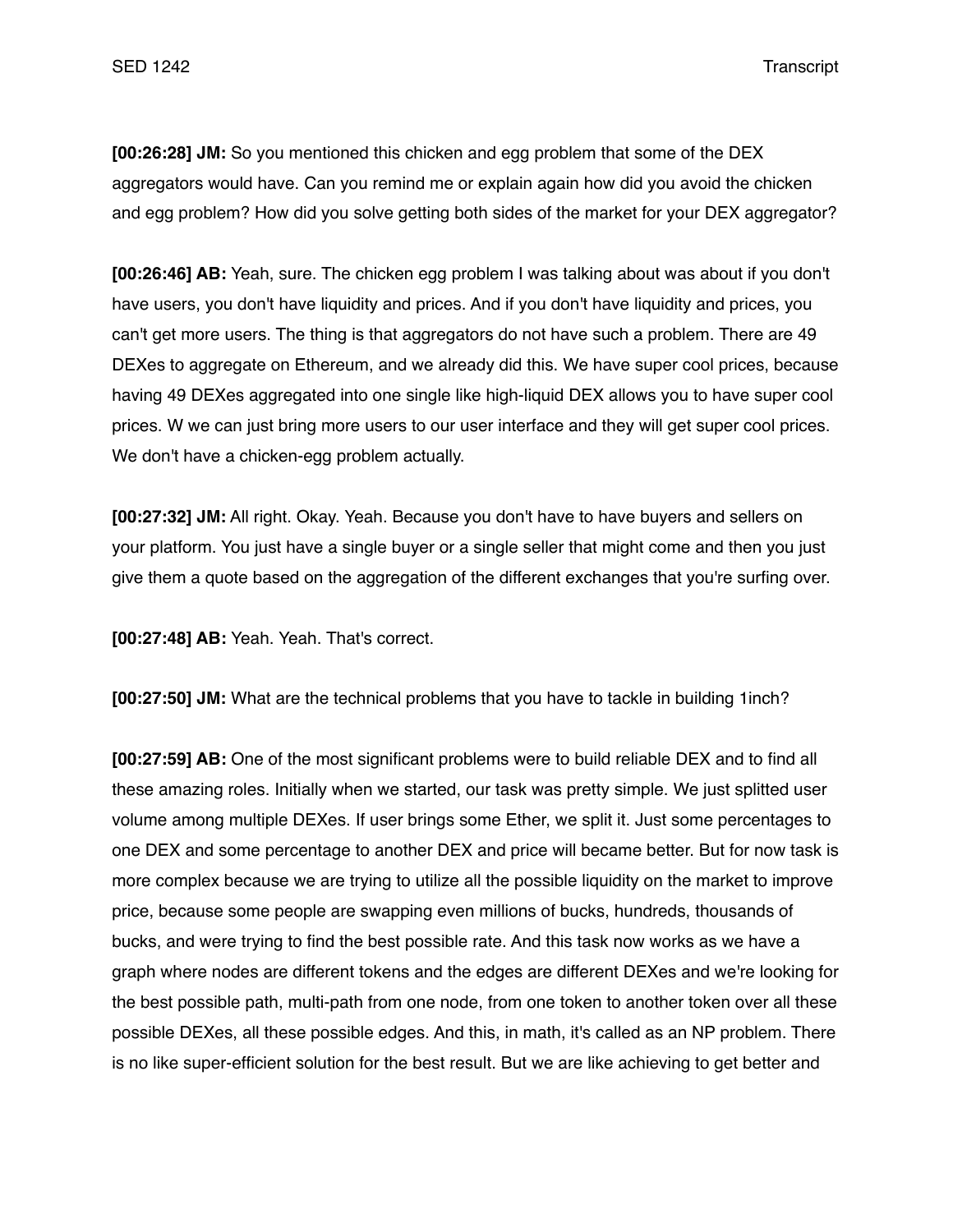**[00:26:28] JM:** So you mentioned this chicken and egg problem that some of the DEX aggregators would have. Can you remind me or explain again how did you avoid the chicken and egg problem? How did you solve getting both sides of the market for your DEX aggregator?

**[00:26:46] AB:** Yeah, sure. The chicken egg problem I was talking about was about if you don't have users, you don't have liquidity and prices. And if you don't have liquidity and prices, you can't get more users. The thing is that aggregators do not have such a problem. There are 49 DEXes to aggregate on Ethereum, and we already did this. We have super cool prices, because having 49 DEXes aggregated into one single like high-liquid DEX allows you to have super cool prices. W we can just bring more users to our user interface and they will get super cool prices. We don't have a chicken-egg problem actually.

**[00:27:32] JM:** All right. Okay. Yeah. Because you don't have to have buyers and sellers on your platform. You just have a single buyer or a single seller that might come and then you just give them a quote based on the aggregation of the different exchanges that you're surfing over.

**[00:27:48] AB:** Yeah. Yeah. That's correct.

**[00:27:50] JM:** What are the technical problems that you have to tackle in building 1inch?

**[00:27:59] AB:** One of the most significant problems were to build reliable DEX and to find all these amazing roles. Initially when we started, our task was pretty simple. We just splitted user volume among multiple DEXes. If user brings some Ether, we split it. Just some percentages to one DEX and some percentage to another DEX and price will became better. But for now task is more complex because we are trying to utilize all the possible liquidity on the market to improve price, because some people are swapping even millions of bucks, hundreds, thousands of bucks, and were trying to find the best possible rate. And this task now works as we have a graph where nodes are different tokens and the edges are different DEXes and we're looking for the best possible path, multi-path from one node, from one token to another token over all these possible DEXes, all these possible edges. And this, in math, it's called as an NP problem. There is no like super-efficient solution for the best result. But we are like achieving to get better and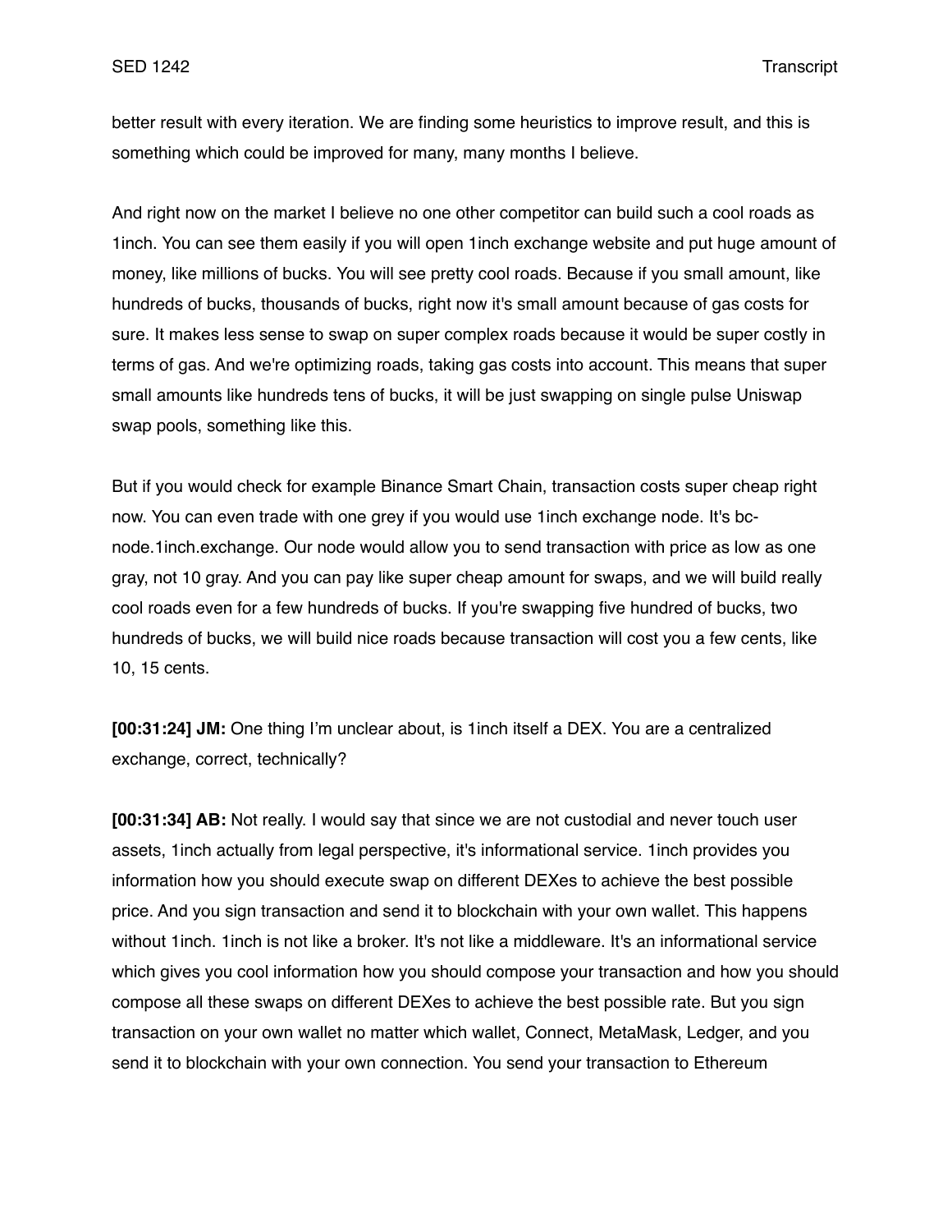better result with every iteration. We are finding some heuristics to improve result, and this is something which could be improved for many, many months I believe.

And right now on the market I believe no one other competitor can build such a cool roads as 1inch. You can see them easily if you will open 1inch exchange website and put huge amount of money, like millions of bucks. You will see pretty cool roads. Because if you small amount, like hundreds of bucks, thousands of bucks, right now it's small amount because of gas costs for sure. It makes less sense to swap on super complex roads because it would be super costly in terms of gas. And we're optimizing roads, taking gas costs into account. This means that super small amounts like hundreds tens of bucks, it will be just swapping on single pulse Uniswap swap pools, something like this.

But if you would check for example Binance Smart Chain, transaction costs super cheap right now. You can even trade with one grey if you would use 1inch exchange node. It's bc-node.1inch.exchange. Our node would allow you to send transaction with price as low as one gray, not 10 gray. And you can pay like super cheap amount for swaps, and we will build really cool roads even for a few hundreds of bucks. If you're swapping five hundred of bucks, two hundreds of bucks, we will build nice roads because transaction will cost you a few cents, like 10, 15 cents.

**[00:31:24] JM:** One thing I'm unclear about, is 1inch itself a DEX. You are a centralized exchange, correct, technically?

**[00:31:34] AB:** Not really. I would say that since we are not custodial and never touch user assets, 1inch actually from legal perspective, it's informational service. 1inch provides you information how you should execute swap on different DEXes to achieve the best possible price. And you sign transaction and send it to blockchain with your own wallet. This happens without 1inch. 1inch is not like a broker. It's not like a middleware. It's an informational service which gives you cool information how you should compose your transaction and how you should compose all these swaps on different DEXes to achieve the best possible rate. But you sign transaction on your own wallet no matter which wallet, Connect, MetaMask, Ledger, and you send it to blockchain with your own connection. You send your transaction to Ethereum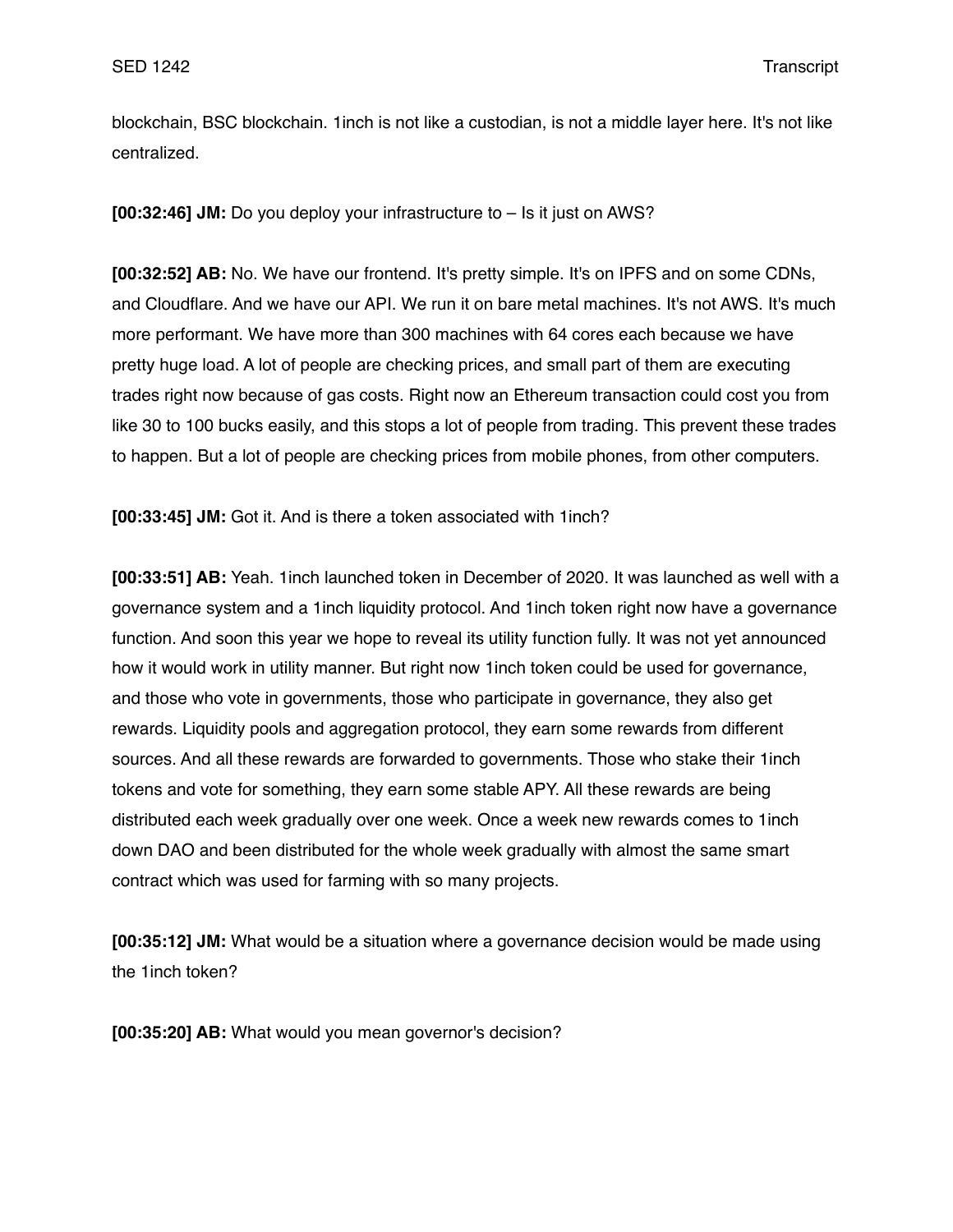blockchain, BSC blockchain. 1inch is not like a custodian, is not a middle layer here. It's not like centralized.

**[00:32:46] JM:** Do you deploy your infrastructure to – Is it just on AWS?

**[00:32:52] AB:** No. We have our frontend. It's pretty simple. It's on IPFS and on some CDNs, and Cloudflare. And we have our API. We run it on bare metal machines. It's not AWS. It's much more performant. We have more than 300 machines with 64 cores each because we have pretty huge load. A lot of people are checking prices, and small part of them are executing trades right now because of gas costs. Right now an Ethereum transaction could cost you from like 30 to 100 bucks easily, and this stops a lot of people from trading. This prevent these trades to happen. But a lot of people are checking prices from mobile phones, from other computers.

**[00:33:45] JM:** Got it. And is there a token associated with 1inch?

**[00:33:51] AB:** Yeah. 1inch launched token in December of 2020. It was launched as well with a governance system and a 1inch liquidity protocol. And 1inch token right now have a governance function. And soon this year we hope to reveal its utility function fully. It was not yet announced how it would work in utility manner. But right now 1inch token could be used for governance, and those who vote in governments, those who participate in governance, they also get rewards. Liquidity pools and aggregation protocol, they earn some rewards from different sources. And all these rewards are forwarded to governments. Those who stake their 1inch tokens and vote for something, they earn some stable APY. All these rewards are being distributed each week gradually over one week. Once a week new rewards comes to 1inch down DAO and been distributed for the whole week gradually with almost the same smart contract which was used for farming with so many projects.

**[00:35:12] JM:** What would be a situation where a governance decision would be made using the 1inch token?

**[00:35:20] AB:** What would you mean governor's decision?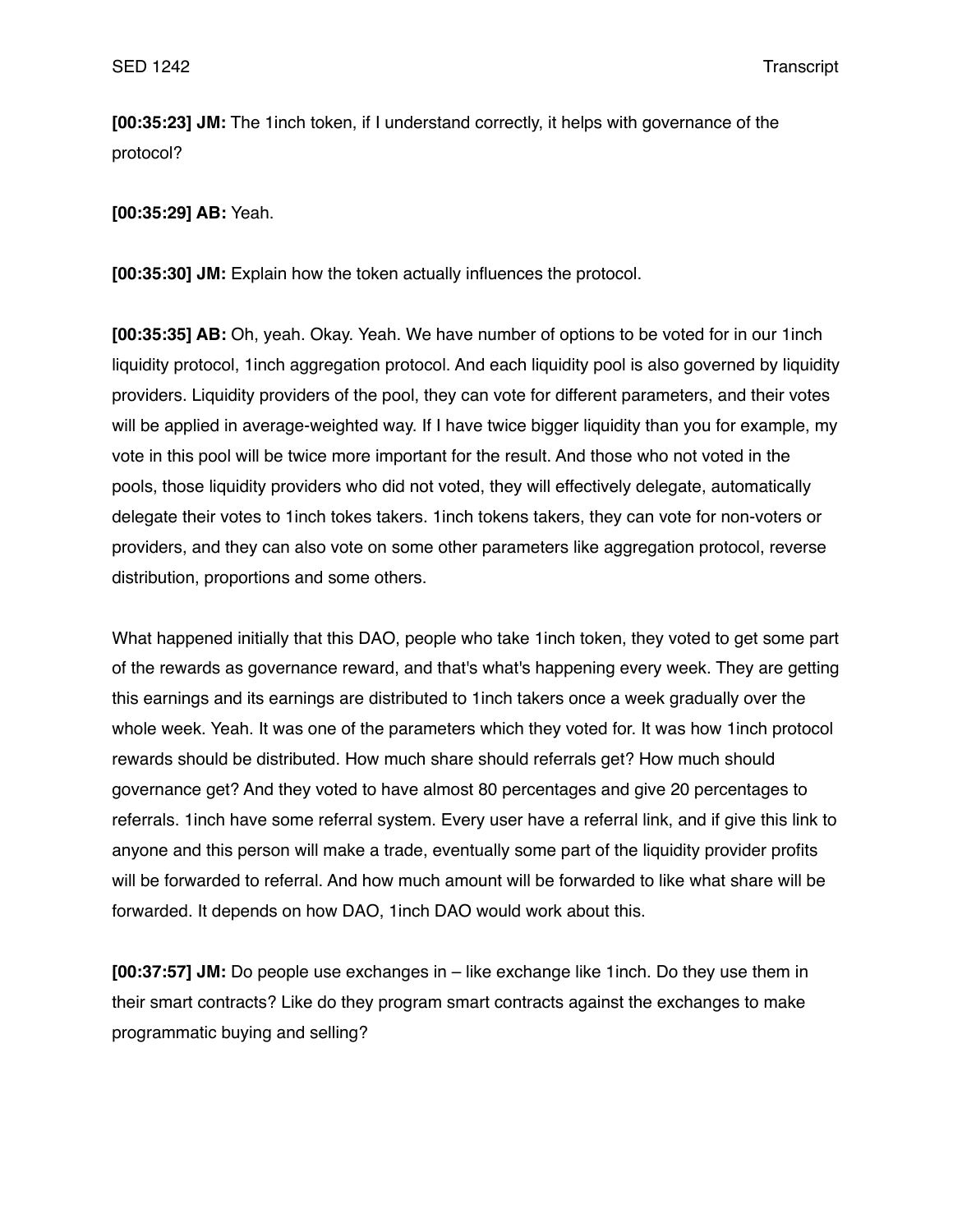**[00:35:23] JM:** The 1inch token, if I understand correctly, it helps with governance of the protocol?

**[00:35:29] AB:** Yeah.

**[00:35:30] JM:** Explain how the token actually influences the protocol.

**[00:35:35] AB:** Oh, yeah. Okay. Yeah. We have number of options to be voted for in our 1inch liquidity protocol, 1inch aggregation protocol. And each liquidity pool is also governed by liquidity providers. Liquidity providers of the pool, they can vote for different parameters, and their votes will be applied in average-weighted way. If I have twice bigger liquidity than you for example, my vote in this pool will be twice more important for the result. And those who not voted in the pools, those liquidity providers who did not voted, they will effectively delegate, automatically delegate their votes to 1inch tokes takers. 1inch tokens takers, they can vote for non-voters or providers, and they can also vote on some other parameters like aggregation protocol, reverse distribution, proportions and some others.

What happened initially that this DAO, people who take 1inch token, they voted to get some part of the rewards as governance reward, and that's what's happening every week. They are getting this earnings and its earnings are distributed to 1inch takers once a week gradually over the whole week. Yeah. It was one of the parameters which they voted for. It was how 1inch protocol rewards should be distributed. How much share should referrals get? How much should governance get? And they voted to have almost 80 percentages and give 20 percentages to referrals. 1inch have some referral system. Every user have a referral link, and if give this link to anyone and this person will make a trade, eventually some part of the liquidity provider profits will be forwarded to referral. And how much amount will be forwarded to like what share will be forwarded. It depends on how DAO, 1inch DAO would work about this.

**[00:37:57] JM:** Do people use exchanges in – like exchange like 1inch. Do they use them in their smart contracts? Like do they program smart contracts against the exchanges to make programmatic buying and selling?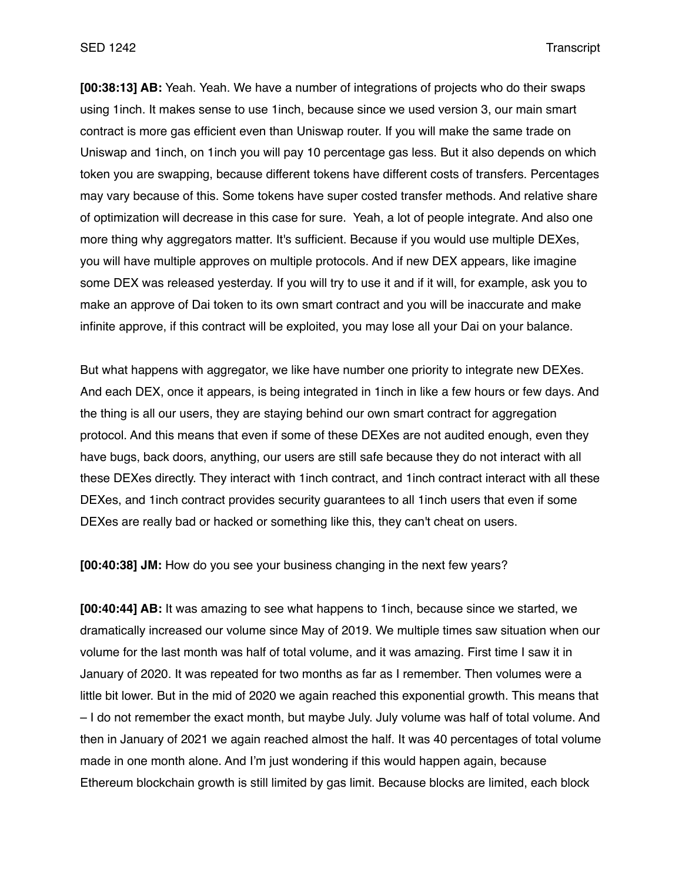**[00:38:13] AB:** Yeah. Yeah. We have a number of integrations of projects who do their swaps using 1inch. It makes sense to use 1inch, because since we used version 3, our main smart contract is more gas efficient even than Uniswap router. If you will make the same trade on Uniswap and 1inch, on 1inch you will pay 10 percentage gas less. But it also depends on which token you are swapping, because different tokens have different costs of transfers. Percentages may vary because of this. Some tokens have super costed transfer methods. And relative share of optimization will decrease in this case for sure. Yeah, a lot of people integrate. And also one more thing why aggregators matter. It's sufficient. Because if you would use multiple DEXes, you will have multiple approves on multiple protocols. And if new DEX appears, like imagine some DEX was released yesterday. If you will try to use it and if it will, for example, ask you to make an approve of Dai token to its own smart contract and you will be inaccurate and make infinite approve, if this contract will be exploited, you may lose all your Dai on your balance.

But what happens with aggregator, we like have number one priority to integrate new DEXes. And each DEX, once it appears, is being integrated in 1inch in like a few hours or few days. And the thing is all our users, they are staying behind our own smart contract for aggregation protocol. And this means that even if some of these DEXes are not audited enough, even they have bugs, back doors, anything, our users are still safe because they do not interact with all these DEXes directly. They interact with 1inch contract, and 1inch contract interact with all these DEXes, and 1inch contract provides security guarantees to all 1inch users that even if some DEXes are really bad or hacked or something like this, they can't cheat on users.

**[00:40:38] JM:** How do you see your business changing in the next few years?

**[00:40:44] AB:** It was amazing to see what happens to 1inch, because since we started, we dramatically increased our volume since May of 2019. We multiple times saw situation when our volume for the last month was half of total volume, and it was amazing. First time I saw it in January of 2020. It was repeated for two months as far as I remember. Then volumes were a little bit lower. But in the mid of 2020 we again reached this exponential growth. This means that – I do not remember the exact month, but maybe July. July volume was half of total volume. And then in January of 2021 we again reached almost the half. It was 40 percentages of total volume made in one month alone. And I'm just wondering if this would happen again, because Ethereum blockchain growth is still limited by gas limit. Because blocks are limited, each block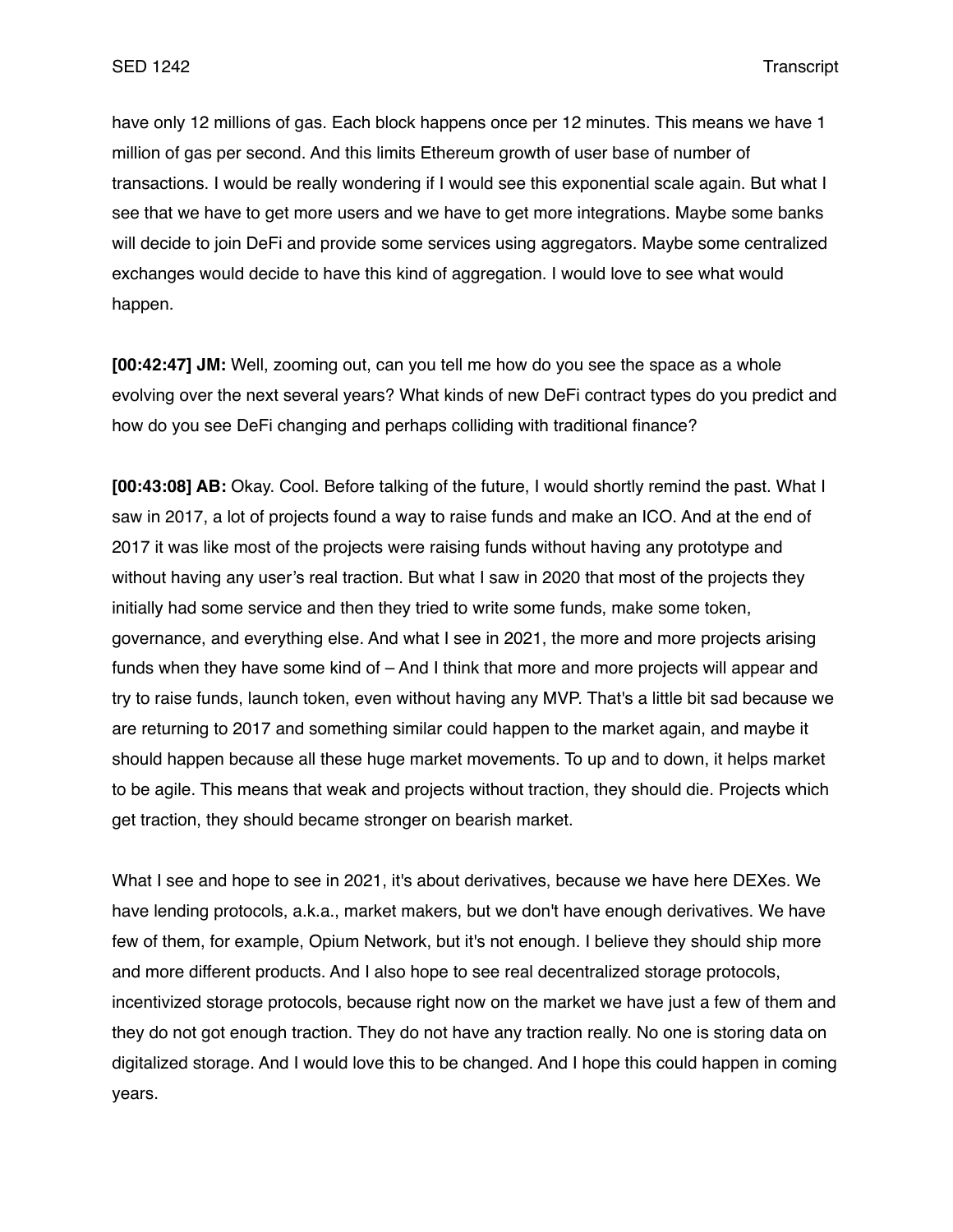have only 12 millions of gas. Each block happens once per 12 minutes. This means we have 1 million of gas per second. And this limits Ethereum growth of user base of number of transactions. I would be really wondering if I would see this exponential scale again. But what I see that we have to get more users and we have to get more integrations. Maybe some banks will decide to join DeFi and provide some services using aggregators. Maybe some centralized exchanges would decide to have this kind of aggregation. I would love to see what would happen.

**[00:42:47] JM:** Well, zooming out, can you tell me how do you see the space as a whole evolving over the next several years? What kinds of new DeFi contract types do you predict and how do you see DeFi changing and perhaps colliding with traditional finance?

**[00:43:08] AB:** Okay. Cool. Before talking of the future, I would shortly remind the past. What I saw in 2017, a lot of projects found a way to raise funds and make an ICO. And at the end of 2017 it was like most of the projects were raising funds without having any prototype and without having any user's real traction. But what I saw in 2020 that most of the projects they initially had some service and then they tried to write some funds, make some token, governance, and everything else. And what I see in 2021, the more and more projects arising funds when they have some kind of – And I think that more and more projects will appear and try to raise funds, launch token, even without having any MVP. That's a little bit sad because we are returning to 2017 and something similar could happen to the market again, and maybe it should happen because all these huge market movements. To up and to down, it helps market to be agile. This means that weak and projects without traction, they should die. Projects which get traction, they should became stronger on bearish market.

What I see and hope to see in 2021, it's about derivatives, because we have here DEXes. We have lending protocols, a.k.a., market makers, but we don't have enough derivatives. We have few of them, for example, Opium Network, but it's not enough. I believe they should ship more and more different products. And I also hope to see real decentralized storage protocols, incentivized storage protocols, because right now on the market we have just a few of them and they do not got enough traction. They do not have any traction really. No one is storing data on digitalized storage. And I would love this to be changed. And I hope this could happen in coming years.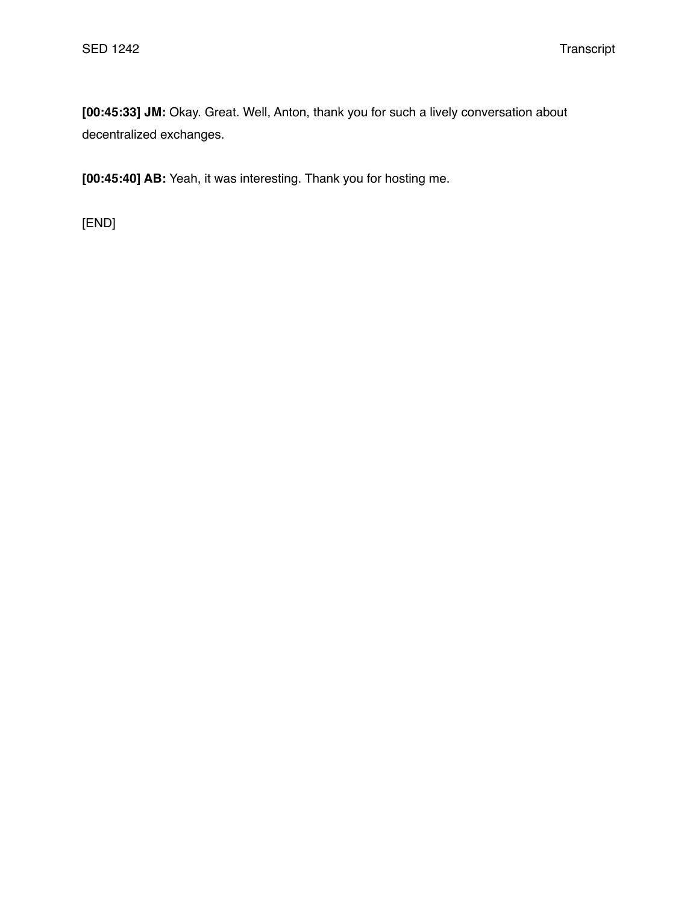**[00:45:33] JM:** Okay. Great. Well, Anton, thank you for such a lively conversation about decentralized exchanges.

**[00:45:40] AB:** Yeah, it was interesting. Thank you for hosting me.

[END]